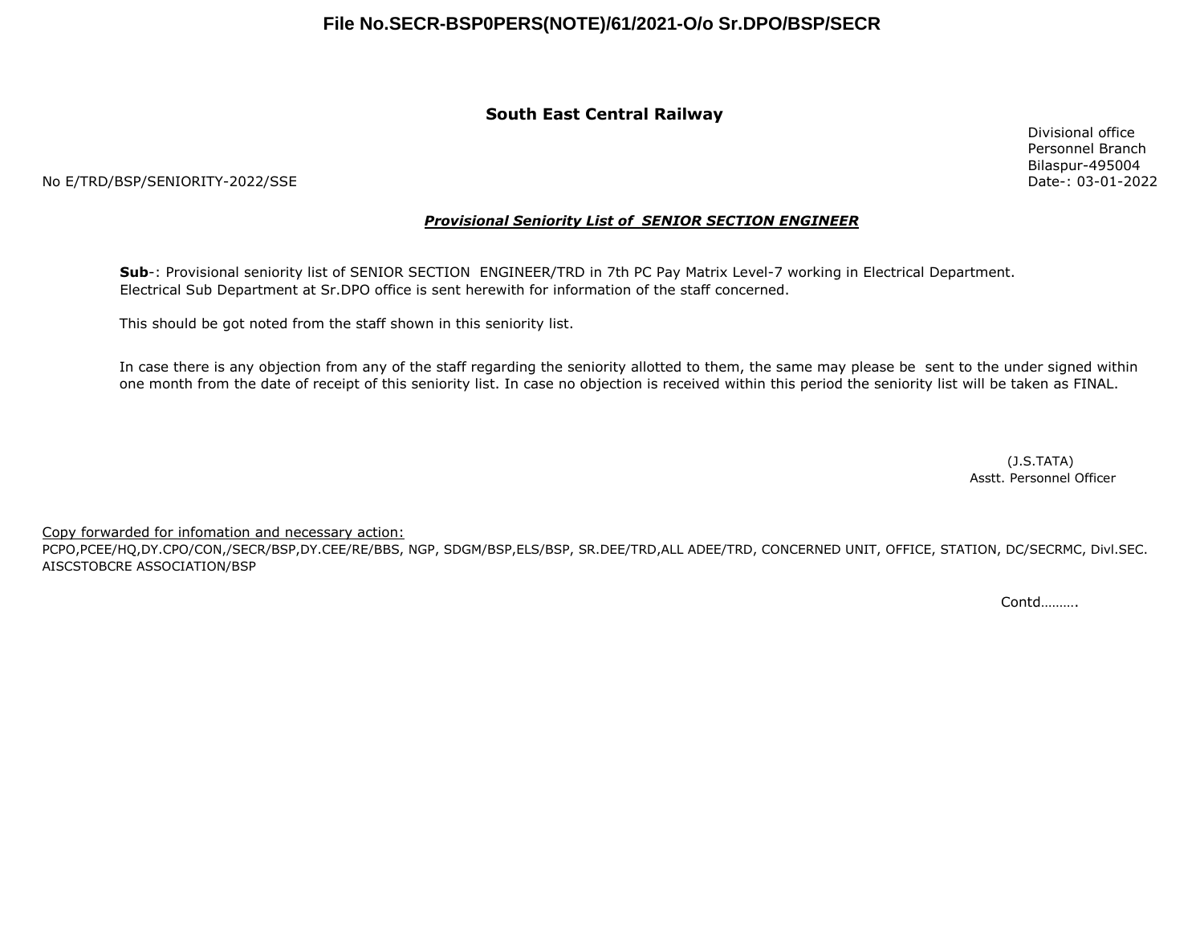**File No.SECR-BSP0PERS(NOTE)/61/2021-O/o Sr.DPO/BSP/SECR**

# South East Central Railway

Divisional office
Personnel Branch
Bilaspur-495004

No E/TRD/BSP/SENIORITY-2022/SSE

Date-: 03-01-2022

***Provisional Seniority List of SENIOR SECTION ENGINEER***

**Sub**-: Provisional seniority list of SENIOR SECTION ENGINEER/TRD in 7th PC Pay Matrix Level-7 working in Electrical Department. Electrical Sub Department at Sr.DPO office is sent herewith for information of the staff concerned.

This should be got noted from the staff shown in this seniority list.

In case there is any objection from any of the staff regarding the seniority allotted to them, the same may please be sent to the under signed within one month from the date of receipt of this seniority list. In case no objection is received within this period the seniority list will be taken as FINAL.

(J.S.TATA)
Asstt. Personnel Officer

Copy forwarded for infomation and necessary action:

PCPO,PCEE/HQ,DY.CPO/CON,/SECR/BSP,DY.CEE/RE/BBS, NGP, SDGM/BSP,ELS/BSP, SR.DEE/TRD,ALL ADEE/TRD, CONCERNED UNIT, OFFICE, STATION, DC/SECRMC, Divl.SEC. AISCSTOBCRE ASSOCIATION/BSP

Contd……….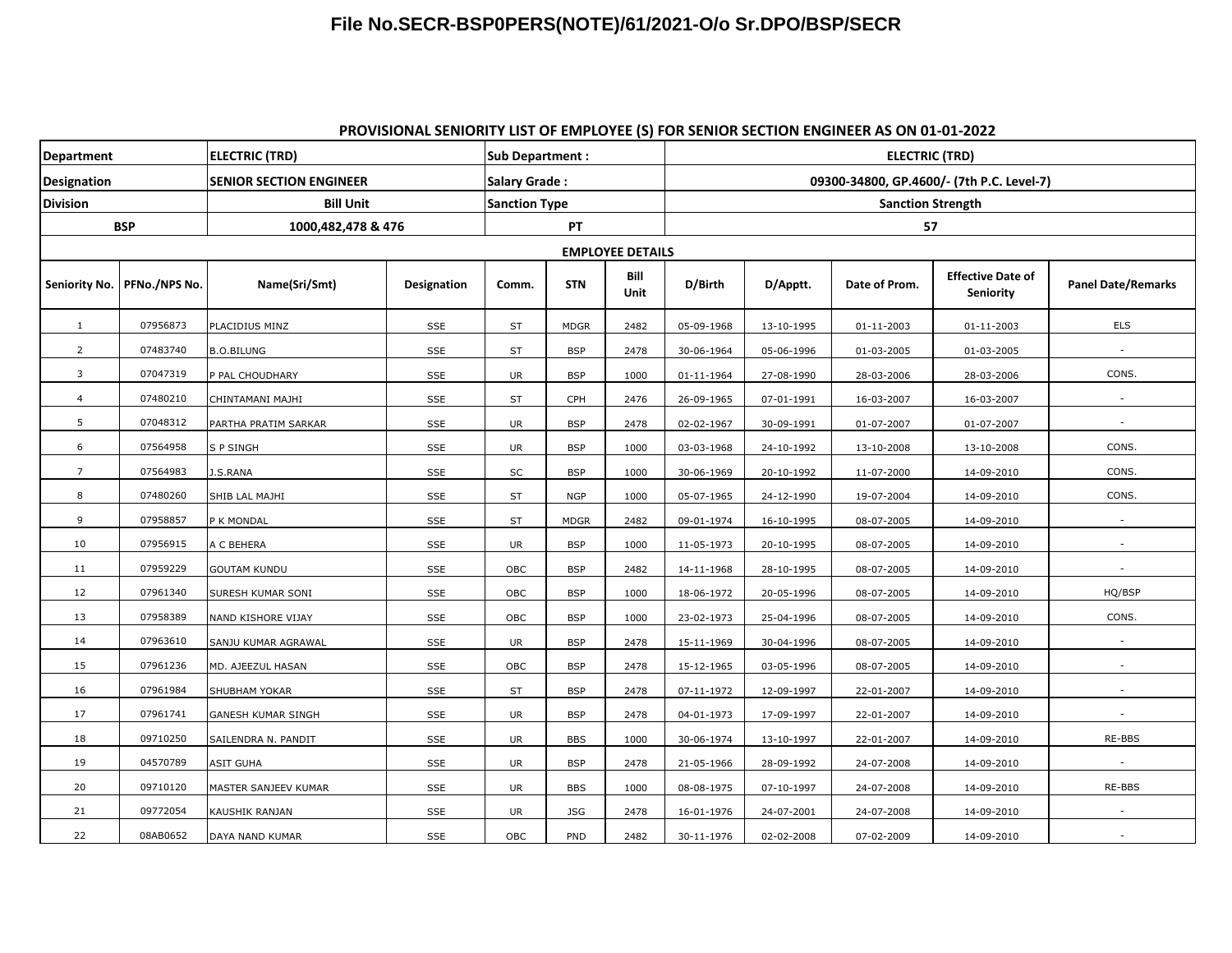**File No.SECR-BSP0PERS(NOTE)/61/2021-O/o Sr.DPO/BSP/SECR**

## PROVISIONAL SENIORITY LIST OF EMPLOYEE (S) FOR SENIOR SECTION ENGINEER AS ON 01-01-2022

| Department | | ELECTRIC (TRD) | | Sub Department : | | | ELECTRIC (TRD) | | | | |
|---|---|---|---|---|---|---|---|---|---|---|---|
| Designation | | SENIOR SECTION ENGINEER | | Salary Grade : | | | 09300-34800, GP.4600/- (7th P.C. Level-7) | | | | |
| Division | | Bill Unit | | Sanction Type | | | Sanction Strength | | | | |
| BSP | | 1000,482,478 & 476 | | PT | | | 57 | | | | |
| EMPLOYEE DETAILS | | | | | | | | | | | |
| Seniority No. | PFNo./NPS No. | Name(Sri/Smt) | Designation | Comm. | STN | Bill Unit | D/Birth | D/Apptt. | Date of Prom. | Effective Date of Seniority | Panel Date/Remarks |
| 1 | 07956873 | PLACIDIUS MINZ | SSE | ST | MDGR | 2482 | 05-09-1968 | 13-10-1995 | 01-11-2003 | 01-11-2003 | ELS |
| 2 | 07483740 | B.O.BILUNG | SSE | ST | BSP | 2478 | 30-06-1964 | 05-06-1996 | 01-03-2005 | 01-03-2005 | - |
| 3 | 07047319 | P PAL CHOUDHARY | SSE | UR | BSP | 1000 | 01-11-1964 | 27-08-1990 | 28-03-2006 | 28-03-2006 | CONS. |
| 4 | 07480210 | CHINTAMANI MAJHI | SSE | ST | CPH | 2476 | 26-09-1965 | 07-01-1991 | 16-03-2007 | 16-03-2007 | - |
| 5 | 07048312 | PARTHA PRATIM SARKAR | SSE | UR | BSP | 2478 | 02-02-1967 | 30-09-1991 | 01-07-2007 | 01-07-2007 | - |
| 6 | 07564958 | S P SINGH | SSE | UR | BSP | 1000 | 03-03-1968 | 24-10-1992 | 13-10-2008 | 13-10-2008 | CONS. |
| 7 | 07564983 | J.S.RANA | SSE | SC | BSP | 1000 | 30-06-1969 | 20-10-1992 | 11-07-2000 | 14-09-2010 | CONS. |
| 8 | 07480260 | SHIB LAL MAJHI | SSE | ST | NGP | 1000 | 05-07-1965 | 24-12-1990 | 19-07-2004 | 14-09-2010 | CONS. |
| 9 | 07958857 | P K MONDAL | SSE | ST | MDGR | 2482 | 09-01-1974 | 16-10-1995 | 08-07-2005 | 14-09-2010 | - |
| 10 | 07956915 | A C BEHERA | SSE | UR | BSP | 1000 | 11-05-1973 | 20-10-1995 | 08-07-2005 | 14-09-2010 | - |
| 11 | 07959229 | GOUTAM KUNDU | SSE | OBC | BSP | 2482 | 14-11-1968 | 28-10-1995 | 08-07-2005 | 14-09-2010 | - |
| 12 | 07961340 | SURESH KUMAR SONI | SSE | OBC | BSP | 1000 | 18-06-1972 | 20-05-1996 | 08-07-2005 | 14-09-2010 | HQ/BSP |
| 13 | 07958389 | NAND KISHORE VIJAY | SSE | OBC | BSP | 1000 | 23-02-1973 | 25-04-1996 | 08-07-2005 | 14-09-2010 | CONS. |
| 14 | 07963610 | SANJU KUMAR AGRAWAL | SSE | UR | BSP | 2478 | 15-11-1969 | 30-04-1996 | 08-07-2005 | 14-09-2010 | - |
| 15 | 07961236 | MD. AJEEZUL HASAN | SSE | OBC | BSP | 2478 | 15-12-1965 | 03-05-1996 | 08-07-2005 | 14-09-2010 | - |
| 16 | 07961984 | SHUBHAM YOKAR | SSE | ST | BSP | 2478 | 07-11-1972 | 12-09-1997 | 22-01-2007 | 14-09-2010 | - |
| 17 | 07961741 | GANESH KUMAR SINGH | SSE | UR | BSP | 2478 | 04-01-1973 | 17-09-1997 | 22-01-2007 | 14-09-2010 | - |
| 18 | 09710250 | SAILENDRA N. PANDIT | SSE | UR | BBS | 1000 | 30-06-1974 | 13-10-1997 | 22-01-2007 | 14-09-2010 | RE-BBS |
| 19 | 04570789 | ASIT GUHA | SSE | UR | BSP | 2478 | 21-05-1966 | 28-09-1992 | 24-07-2008 | 14-09-2010 | - |
| 20 | 09710120 | MASTER SANJEEV KUMAR | SSE | UR | BBS | 1000 | 08-08-1975 | 07-10-1997 | 24-07-2008 | 14-09-2010 | RE-BBS |
| 21 | 09772054 | KAUSHIK RANJAN | SSE | UR | JSG | 2478 | 16-01-1976 | 24-07-2001 | 24-07-2008 | 14-09-2010 | - |
| 22 | 08AB0652 | DAYA NAND KUMAR | SSE | OBC | PND | 2482 | 30-11-1976 | 02-02-2008 | 07-02-2009 | 14-09-2010 | - |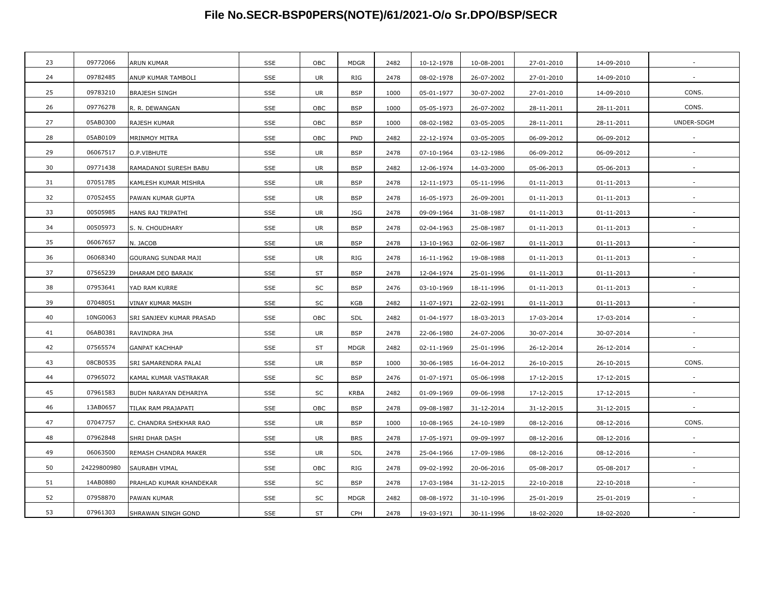# File No.SECR-BSP0PERS(NOTE)/61/2021-O/o Sr.DPO/BSP/SECR

| | | | | | | | | | | | |
|---|---|---|---|---|---|---|---|---|---|---|---|
| 23 | 09772066 | ARUN KUMAR | SSE | OBC | MDGR | 2482 | 10-12-1978 | 10-08-2001 | 27-01-2010 | 14-09-2010 | - |
| 24 | 09782485 | ANUP KUMAR TAMBOLI | SSE | UR | RIG | 2478 | 08-02-1978 | 26-07-2002 | 27-01-2010 | 14-09-2010 | - |
| 25 | 09783210 | BRAJESH SINGH | SSE | UR | BSP | 1000 | 05-01-1977 | 30-07-2002 | 27-01-2010 | 14-09-2010 | CONS. |
| 26 | 09776278 | R. R. DEWANGAN | SSE | OBC | BSP | 1000 | 05-05-1973 | 26-07-2002 | 28-11-2011 | 28-11-2011 | CONS. |
| 27 | 05AB0300 | RAJESH KUMAR | SSE | OBC | BSP | 1000 | 08-02-1982 | 03-05-2005 | 28-11-2011 | 28-11-2011 | UNDER-SDGM |
| 28 | 05AB0109 | MRINMOY MITRA | SSE | OBC | PND | 2482 | 22-12-1974 | 03-05-2005 | 06-09-2012 | 06-09-2012 | - |
| 29 | 06067517 | O.P.VIBHUTE | SSE | UR | BSP | 2478 | 07-10-1964 | 03-12-1986 | 06-09-2012 | 06-09-2012 | - |
| 30 | 09771438 | RAMADANOI SURESH BABU | SSE | UR | BSP | 2482 | 12-06-1974 | 14-03-2000 | 05-06-2013 | 05-06-2013 | - |
| 31 | 07051785 | KAMLESH KUMAR MISHRA | SSE | UR | BSP | 2478 | 12-11-1973 | 05-11-1996 | 01-11-2013 | 01-11-2013 | - |
| 32 | 07052455 | PAWAN KUMAR GUPTA | SSE | UR | BSP | 2478 | 16-05-1973 | 26-09-2001 | 01-11-2013 | 01-11-2013 | - |
| 33 | 00505985 | HANS RAJ TRIPATHI | SSE | UR | JSG | 2478 | 09-09-1964 | 31-08-1987 | 01-11-2013 | 01-11-2013 | - |
| 34 | 00505973 | S. N. CHOUDHARY | SSE | UR | BSP | 2478 | 02-04-1963 | 25-08-1987 | 01-11-2013 | 01-11-2013 | - |
| 35 | 06067657 | N. JACOB | SSE | UR | BSP | 2478 | 13-10-1963 | 02-06-1987 | 01-11-2013 | 01-11-2013 | - |
| 36 | 06068340 | GOURANG SUNDAR MAJI | SSE | UR | RIG | 2478 | 16-11-1962 | 19-08-1988 | 01-11-2013 | 01-11-2013 | - |
| 37 | 07565239 | DHARAM DEO BARAIK | SSE | ST | BSP | 2478 | 12-04-1974 | 25-01-1996 | 01-11-2013 | 01-11-2013 | - |
| 38 | 07953641 | YAD RAM KURRE | SSE | SC | BSP | 2476 | 03-10-1969 | 18-11-1996 | 01-11-2013 | 01-11-2013 | - |
| 39 | 07048051 | VINAY KUMAR MASIH | SSE | SC | KGB | 2482 | 11-07-1971 | 22-02-1991 | 01-11-2013 | 01-11-2013 | - |
| 40 | 10NG0063 | SRI SANJEEV KUMAR PRASAD | SSE | OBC | SDL | 2482 | 01-04-1977 | 18-03-2013 | 17-03-2014 | 17-03-2014 | - |
| 41 | 06AB0381 | RAVINDRA JHA | SSE | UR | BSP | 2478 | 22-06-1980 | 24-07-2006 | 30-07-2014 | 30-07-2014 | - |
| 42 | 07565574 | GANPAT KACHHAP | SSE | ST | MDGR | 2482 | 02-11-1969 | 25-01-1996 | 26-12-2014 | 26-12-2014 | - |
| 43 | 08CB0535 | SRI SAMARENDRA PALAI | SSE | UR | BSP | 1000 | 30-06-1985 | 16-04-2012 | 26-10-2015 | 26-10-2015 | CONS. |
| 44 | 07965072 | KAMAL KUMAR VASTRAKAR | SSE | SC | BSP | 2476 | 01-07-1971 | 05-06-1998 | 17-12-2015 | 17-12-2015 | - |
| 45 | 07961583 | BUDH NARAYAN DEHARIYA | SSE | SC | KRBA | 2482 | 01-09-1969 | 09-06-1998 | 17-12-2015 | 17-12-2015 | - |
| 46 | 13AB0657 | TILAK RAM PRAJAPATI | SSE | OBC | BSP | 2478 | 09-08-1987 | 31-12-2014 | 31-12-2015 | 31-12-2015 | - |
| 47 | 07047757 | C. CHANDRA SHEKHAR RAO | SSE | UR | BSP | 1000 | 10-08-1965 | 24-10-1989 | 08-12-2016 | 08-12-2016 | CONS. |
| 48 | 07962848 | SHRI DHAR DASH | SSE | UR | BRS | 2478 | 17-05-1971 | 09-09-1997 | 08-12-2016 | 08-12-2016 | - |
| 49 | 06063500 | REMASH CHANDRA MAKER | SSE | UR | SDL | 2478 | 25-04-1966 | 17-09-1986 | 08-12-2016 | 08-12-2016 | - |
| 50 | 24229800980 | SAURABH VIMAL | SSE | OBC | RIG | 2478 | 09-02-1992 | 20-06-2016 | 05-08-2017 | 05-08-2017 | - |
| 51 | 14AB0880 | PRAHLAD KUMAR KHANDEKAR | SSE | SC | BSP | 2478 | 17-03-1984 | 31-12-2015 | 22-10-2018 | 22-10-2018 | - |
| 52 | 07958870 | PAWAN KUMAR | SSE | SC | MDGR | 2482 | 08-08-1972 | 31-10-1996 | 25-01-2019 | 25-01-2019 | - |
| 53 | 07961303 | SHRAWAN SINGH GOND | SSE | ST | CPH | 2478 | 19-03-1971 | 30-11-1996 | 18-02-2020 | 18-02-2020 | - |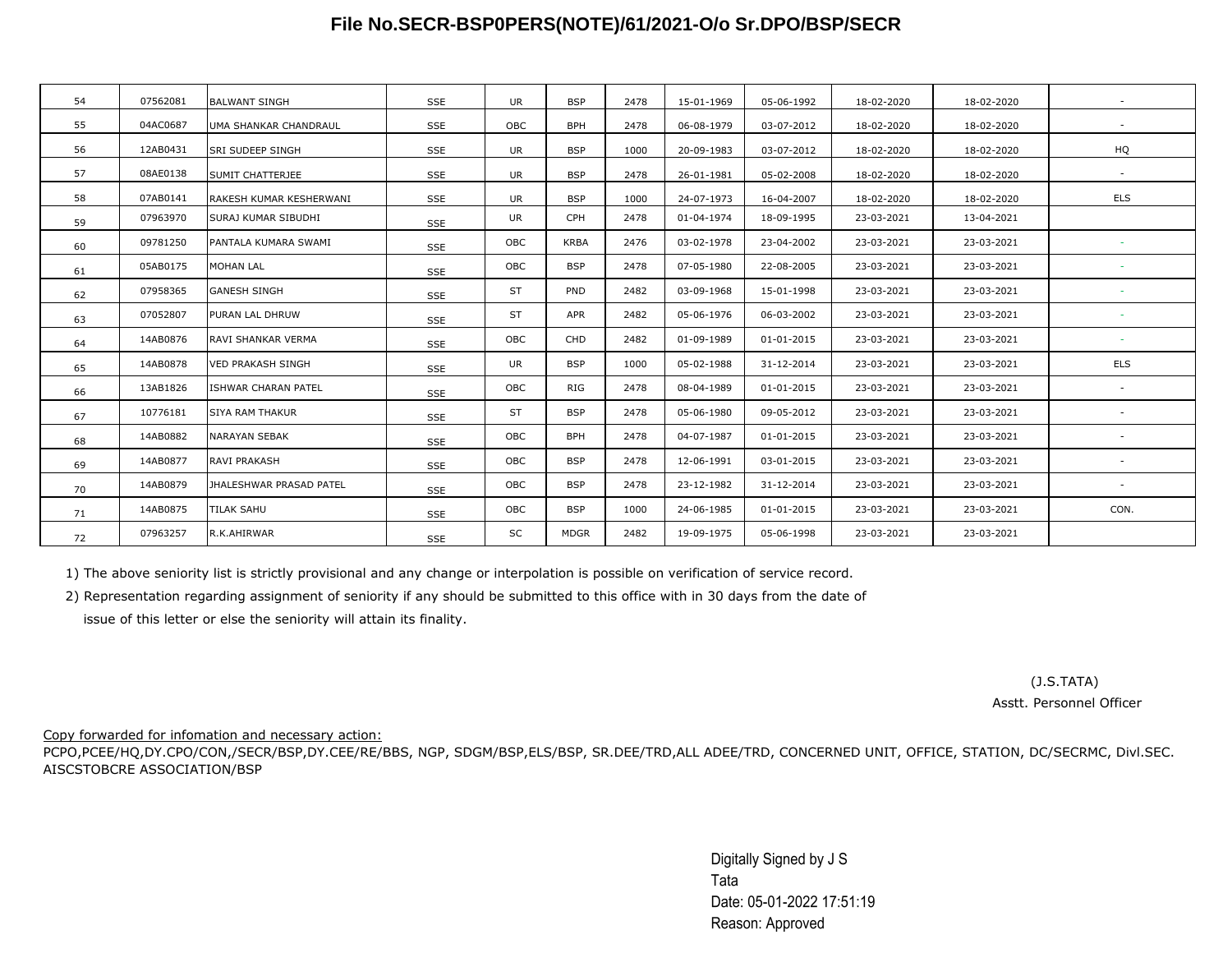# File No.SECR-BSP0PERS(NOTE)/61/2021-O/o Sr.DPO/BSP/SECR

| | | | | | | | | | | | |
|---|---|---|---|---|---|---|---|---|---|---|---|
| 54 | 07562081 | BALWANT SINGH | SSE | UR | BSP | 2478 | 15-01-1969 | 05-06-1992 | 18-02-2020 | 18-02-2020 | - |
| 55 | 04AC0687 | UMA SHANKAR CHANDRAUL | SSE | OBC | BPH | 2478 | 06-08-1979 | 03-07-2012 | 18-02-2020 | 18-02-2020 | - |
| 56 | 12AB0431 | SRI SUDEEP SINGH | SSE | UR | BSP | 1000 | 20-09-1983 | 03-07-2012 | 18-02-2020 | 18-02-2020 | HQ |
| 57 | 08AE0138 | SUMIT CHATTERJEE | SSE | UR | BSP | 2478 | 26-01-1981 | 05-02-2008 | 18-02-2020 | 18-02-2020 | - |
| 58 | 07AB0141 | RAKESH KUMAR KESHERWANI | SSE | UR | BSP | 1000 | 24-07-1973 | 16-04-2007 | 18-02-2020 | 18-02-2020 | ELS |
| 59 | 07963970 | SURAJ KUMAR SIBUDHI | SSE | UR | CPH | 2478 | 01-04-1974 | 18-09-1995 | 23-03-2021 | 13-04-2021 | |
| 60 | 09781250 | PANTALA KUMARA SWAMI | SSE | OBC | KRBA | 2476 | 03-02-1978 | 23-04-2002 | 23-03-2021 | 23-03-2021 | - |
| 61 | 05AB0175 | MOHAN LAL | SSE | OBC | BSP | 2478 | 07-05-1980 | 22-08-2005 | 23-03-2021 | 23-03-2021 | - |
| 62 | 07958365 | GANESH SINGH | SSE | ST | PND | 2482 | 03-09-1968 | 15-01-1998 | 23-03-2021 | 23-03-2021 | - |
| 63 | 07052807 | PURAN LAL DHRUW | SSE | ST | APR | 2482 | 05-06-1976 | 06-03-2002 | 23-03-2021 | 23-03-2021 | - |
| 64 | 14AB0876 | RAVI SHANKAR VERMA | SSE | OBC | CHD | 2482 | 01-09-1989 | 01-01-2015 | 23-03-2021 | 23-03-2021 | - |
| 65 | 14AB0878 | VED PRAKASH SINGH | SSE | UR | BSP | 1000 | 05-02-1988 | 31-12-2014 | 23-03-2021 | 23-03-2021 | ELS |
| 66 | 13AB1826 | ISHWAR CHARAN PATEL | SSE | OBC | RIG | 2478 | 08-04-1989 | 01-01-2015 | 23-03-2021 | 23-03-2021 | - |
| 67 | 10776181 | SIYA RAM THAKUR | SSE | ST | BSP | 2478 | 05-06-1980 | 09-05-2012 | 23-03-2021 | 23-03-2021 | - |
| 68 | 14AB0882 | NARAYAN SEBAK | SSE | OBC | BPH | 2478 | 04-07-1987 | 01-01-2015 | 23-03-2021 | 23-03-2021 | - |
| 69 | 14AB0877 | RAVI PRAKASH | SSE | OBC | BSP | 2478 | 12-06-1991 | 03-01-2015 | 23-03-2021 | 23-03-2021 | - |
| 70 | 14AB0879 | JHALESHWAR PRASAD PATEL | SSE | OBC | BSP | 2478 | 23-12-1982 | 31-12-2014 | 23-03-2021 | 23-03-2021 | - |
| 71 | 14AB0875 | TILAK SAHU | SSE | OBC | BSP | 1000 | 24-06-1985 | 01-01-2015 | 23-03-2021 | 23-03-2021 | CON. |
| 72 | 07963257 | R.K.AHIRWAR | SSE | SC | MDGR | 2482 | 19-09-1975 | 05-06-1998 | 23-03-2021 | 23-03-2021 | |

1) The above seniority list is strictly provisional and any change or interpolation is possible on verification of service record.

2) Representation regarding assignment of seniority if any should be submitted to this office with in 30 days from the date of issue of this letter or else the seniority will attain its finality.

(J.S.TATA)
Asstt. Personnel Officer

Copy forwarded for infomation and necessary action:
PCPO,PCEE/HQ,DY.CPO/CON,/SECR/BSP,DY.CEE/RE/BBS, NGP, SDGM/BSP,ELS/BSP, SR.DEE/TRD,ALL ADEE/TRD, CONCERNED UNIT, OFFICE, STATION, DC/SECRMC, Divl.SEC. AISCSTOBCRE ASSOCIATION/BSP

Digitally Signed by J S Tata
Date: 05-01-2022 17:51:19
Reason: Approved